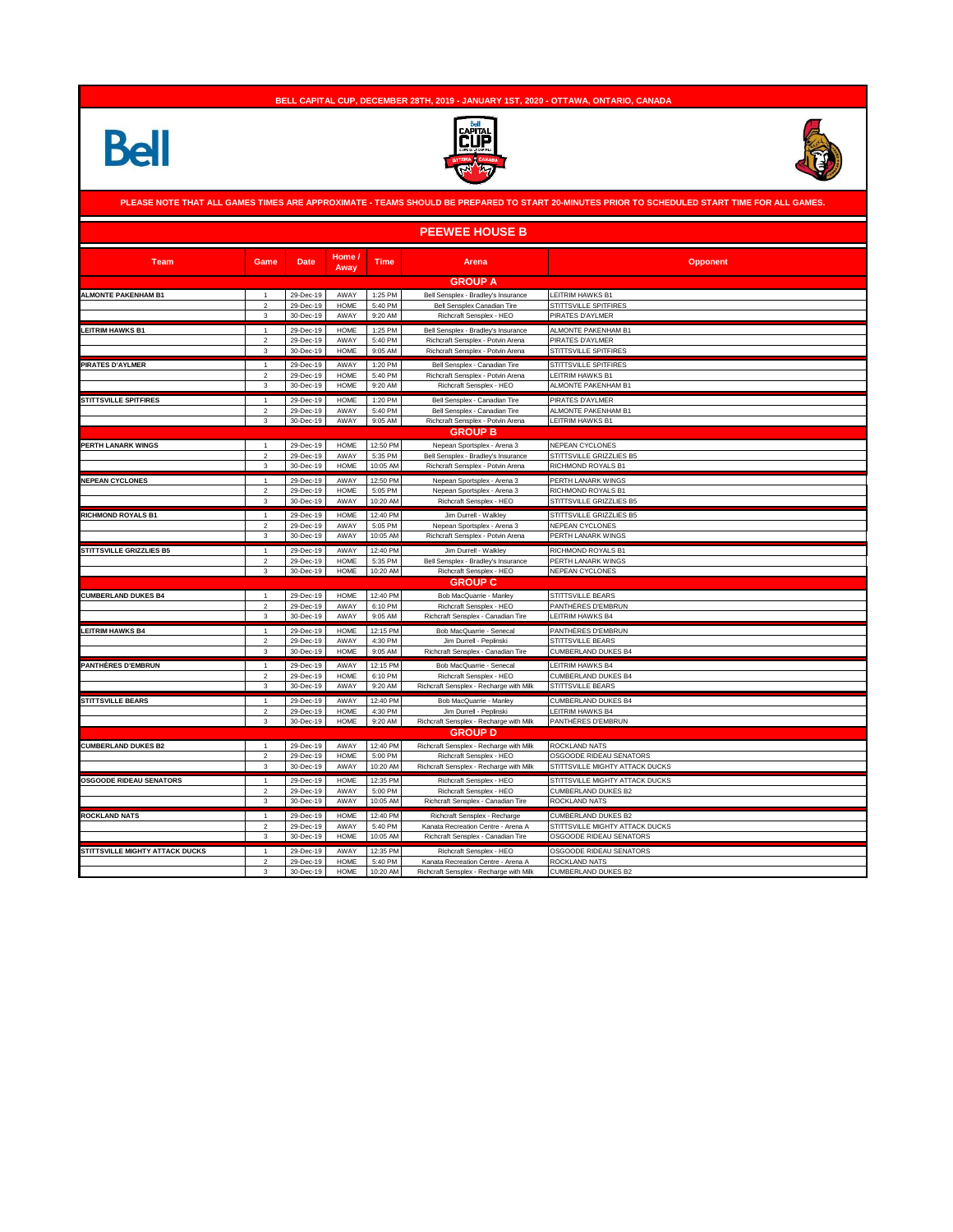# BELL CAPITAL CUP, DECEMBER 28TH, 2019 - JANUARY 1ST, 2020 - OTTAWA, ONTARIO, CANADA

**PLEASE NOTE THAT ALL GAMES TIMES ARE APPROXIMATE - TEAMS SHOULD BE PREPARED TO START 20-MINUTES PRIOR TO SCHEDULED START TIME FOR ALL GAMES.**

## PEEWEE HOUSE B

| Team | Game | Date | Home / Away | Time | Arena | Opponent |
|---|---|---|---|---|---|---|
| | | | | | **GROUP A** | |
| ALMONTE PAKENHAM B1 | 1 | 29-Dec-19 | AWAY | 1:25 PM | Bell Sensplex - Bradley's Insurance | LEITRIM HAWKS B1 |
| | 2 | 29-Dec-19 | HOME | 5:40 PM | Bell Sensplex Canadian Tire | STITTSVILLE SPITFIRES |
| | 3 | 30-Dec-19 | AWAY | 9:20 AM | Richcraft Sensplex - HEO | PIRATES D'AYLMER |
| LEITRIM HAWKS B1 | 1 | 29-Dec-19 | HOME | 1:25 PM | Bell Sensplex - Bradley's Insurance | ALMONTE PAKENHAM B1 |
| | 2 | 29-Dec-19 | AWAY | 5:40 PM | Richcraft Sensplex - Potvin Arena | PIRATES D'AYLMER |
| | 3 | 30-Dec-19 | HOME | 9:05 AM | Richcraft Sensplex - Potvin Arena | STITTSVILLE SPITFIRES |
| PIRATES D'AYLMER | 1 | 29-Dec-19 | AWAY | 1:20 PM | Bell Sensplex - Canadian Tire | STITTSVILLE SPITFIRES |
| | 2 | 29-Dec-19 | HOME | 5:40 PM | Richcraft Sensplex - Potvin Arena | LEITRIM HAWKS B1 |
| | 3 | 30-Dec-19 | HOME | 9:20 AM | Richcraft Sensplex - HEO | ALMONTE PAKENHAM B1 |
| STITTSVILLE SPITFIRES | 1 | 29-Dec-19 | HOME | 1:20 PM | Bell Sensplex - Canadian Tire | PIRATES D'AYLMER |
| | 2 | 29-Dec-19 | AWAY | 5:40 PM | Bell Sensplex - Canadian Tire | ALMONTE PAKENHAM B1 |
| | 3 | 30-Dec-19 | AWAY | 9:05 AM | Richcraft Sensplex - Potvin Arena | LEITRIM HAWKS B1 |
| | | | | | **GROUP B** | |
| PERTH LANARK WINGS | 1 | 29-Dec-19 | HOME | 12:50 PM | Nepean Sportsplex - Arena 3 | NEPEAN CYCLONES |
| | 2 | 29-Dec-19 | AWAY | 5:35 PM | Bell Sensplex - Bradley's Insurance | STITTSVILLE GRIZZLIES B5 |
| | 3 | 30-Dec-19 | HOME | 10:05 AM | Richcraft Sensplex - Potvin Arena | RICHMOND ROYALS B1 |
| NEPEAN CYCLONES | 1 | 29-Dec-19 | AWAY | 12:50 PM | Nepean Sportsplex - Arena 3 | PERTH LANARK WINGS |
| | 2 | 29-Dec-19 | HOME | 5:05 PM | Nepean Sportsplex - Arena 3 | RICHMOND ROYALS B1 |
| | 3 | 30-Dec-19 | AWAY | 10:20 AM | Richcraft Sensplex - HEO | STITTSVILLE GRIZZLIES B5 |
| RICHMOND ROYALS B1 | 1 | 29-Dec-19 | HOME | 12:40 PM | Jim Durrell - Walkley | STITTSVILLE GRIZZLIES B5 |
| | 2 | 29-Dec-19 | AWAY | 5:05 PM | Nepean Sportsplex - Arena 3 | NEPEAN CYCLONES |
| | 3 | 30-Dec-19 | AWAY | 10:05 AM | Richcraft Sensplex - Potvin Arena | PERTH LANARK WINGS |
| STITTSVILLE GRIZZLIES B5 | 1 | 29-Dec-19 | AWAY | 12:40 PM | Jim Durrell - Walkley | RICHMOND ROYALS B1 |
| | 2 | 29-Dec-19 | HOME | 5:35 PM | Bell Sensplex - Bradley's Insurance | PERTH LANARK WINGS |
| | 3 | 30-Dec-19 | HOME | 10:20 AM | Richcraft Sensplex - HEO | NEPEAN CYCLONES |
| | | | | | **GROUP C** | |
| CUMBERLAND DUKES B4 | 1 | 29-Dec-19 | HOME | 12:40 PM | Bob MacQuarrie - Manley | STITTSVILLE BEARS |
| | 2 | 29-Dec-19 | AWAY | 6:10 PM | Richcraft Sensplex - HEO | PANTHÈRES D'EMBRUN |
| | 3 | 30-Dec-19 | AWAY | 9:05 AM | Richcraft Sensplex - Canadian Tire | LEITRIM HAWKS B4 |
| LEITRIM HAWKS B4 | 1 | 29-Dec-19 | HOME | 12:15 PM | Bob MacQuarrie - Senecal | PANTHÈRES D'EMBRUN |
| | 2 | 29-Dec-19 | AWAY | 4:30 PM | Jim Durrell - Peplinski | STITTSVILLE BEARS |
| | 3 | 30-Dec-19 | HOME | 9:05 AM | Richcraft Sensplex - Canadian Tire | CUMBERLAND DUKES B4 |
| PANTHÈRES D'EMBRUN | 1 | 29-Dec-19 | AWAY | 12:15 PM | Bob MacQuarrie - Senecal | LEITRIM HAWKS B4 |
| | 2 | 29-Dec-19 | HOME | 6:10 PM | Richcraft Sensplex - HEO | CUMBERLAND DUKES B4 |
| | 3 | 30-Dec-19 | AWAY | 9:20 AM | Richcraft Sensplex - Recharge with Milk | STITTSVILLE BEARS |
| STITTSVILLE BEARS | 1 | 29-Dec-19 | AWAY | 12:40 PM | Bob MacQuarrie - Manley | CUMBERLAND DUKES B4 |
| | 2 | 29-Dec-19 | HOME | 4:30 PM | Jim Durrell - Peplinski | LEITRIM HAWKS B4 |
| | 3 | 30-Dec-19 | HOME | 9:20 AM | Richcraft Sensplex - Recharge with Milk | PANTHÈRES D'EMBRUN |
| | | | | | **GROUP D** | |
| CUMBERLAND DUKES B2 | 1 | 29-Dec-19 | AWAY | 12:40 PM | Richcraft Sensplex - Recharge with Milk | ROCKLAND NATS |
| | 2 | 29-Dec-19 | HOME | 5:00 PM | Richcraft Sensplex - HEO | OSGOODE RIDEAU SENATORS |
| | 3 | 30-Dec-19 | AWAY | 10:20 AM | Richcraft Sensplex - Recharge with Milk | STITTSVILLE MIGHTY ATTACK DUCKS |
| OSGOODE RIDEAU SENATORS | 1 | 29-Dec-19 | HOME | 12:35 PM | Richcraft Sensplex - HEO | STITTSVILLE MIGHTY ATTACK DUCKS |
| | 2 | 29-Dec-19 | AWAY | 5:00 PM | Richcraft Sensplex - HEO | CUMBERLAND DUKES B2 |
| | 3 | 30-Dec-19 | AWAY | 10:05 AM | Richcraft Sensplex - Canadian Tire | ROCKLAND NATS |
| ROCKLAND NATS | 1 | 29-Dec-19 | HOME | 12:40 PM | Richcraft Sensplex - Recharge | CUMBERLAND DUKES B2 |
| | 2 | 29-Dec-19 | AWAY | 5:40 PM | Kanata Recreation Centre - Arena A | STITTSVILLE MIGHTY ATTACK DUCKS |
| | 3 | 30-Dec-19 | HOME | 10:05 AM | Richcraft Sensplex - Canadian Tire | OSGOODE RIDEAU SENATORS |
| STITTSVILLE MIGHTY ATTACK DUCKS | 1 | 29-Dec-19 | AWAY | 12:35 PM | Richcraft Sensplex - HEO | OSGOODE RIDEAU SENATORS |
| | 2 | 29-Dec-19 | HOME | 5:40 PM | Kanata Recreation Centre - Arena A | ROCKLAND NATS |
| | 3 | 30-Dec-19 | HOME | 10:20 AM | Richcraft Sensplex - Recharge with Milk | CUMBERLAND DUKES B2 |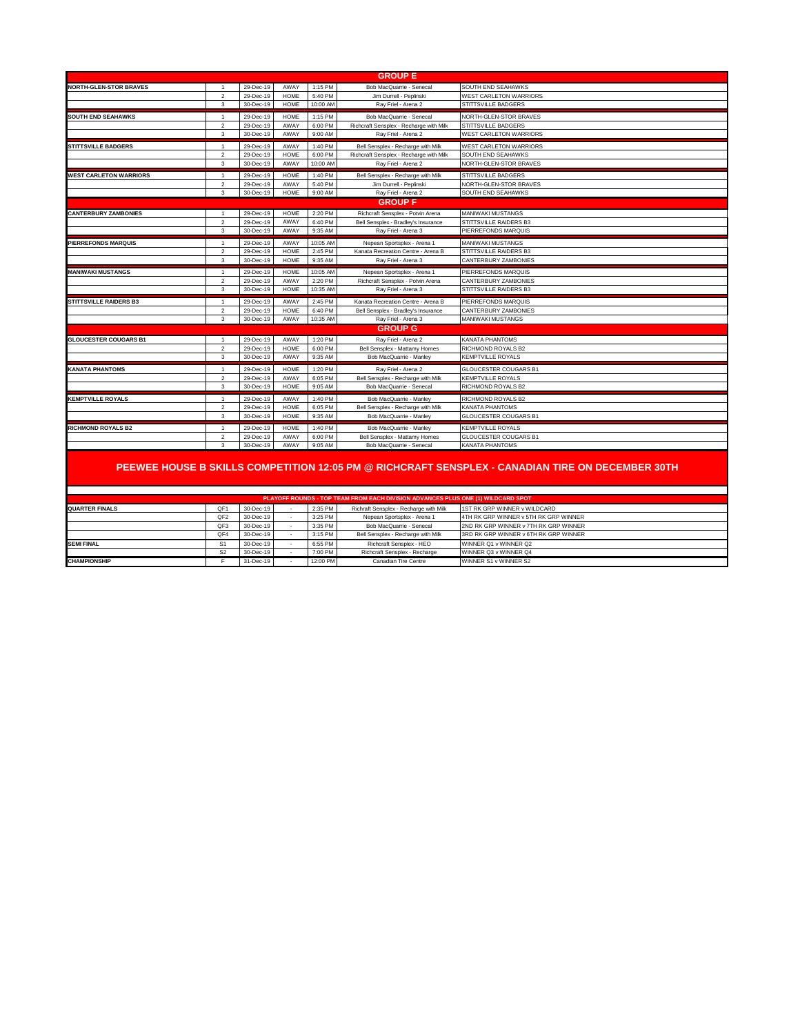## GROUP E

| | | | | | | |
|---|---|---|---|---|---|---|
| NORTH-GLEN-STOR BRAVES | 1 | 29-Dec-19 | AWAY | 1:15 PM | Bob MacQuarrie - Senecal | SOUTH END SEAHAWKS |
| | 2 | 29-Dec-19 | HOME | 5:40 PM | Jim Durrell - Peplinski | WEST CARLETON WARRIORS |
| | 3 | 30-Dec-19 | HOME | 10:00 AM | Ray Friel - Arena 2 | STITTSVILLE BADGERS |
| SOUTH END SEAHAWKS | 1 | 29-Dec-19 | HOME | 1:15 PM | Bob MacQuarrie - Senecal | NORTH-GLEN-STOR BRAVES |
| | 2 | 29-Dec-19 | AWAY | 6:00 PM | Richcraft Sensplex - Recharge with Milk | STITTSVILLE BADGERS |
| | 3 | 30-Dec-19 | AWAY | 9:00 AM | Ray Friel - Arena 2 | WEST CARLETON WARRIORS |
| STITTSVILLE BADGERS | 1 | 29-Dec-19 | AWAY | 1:40 PM | Bell Sensplex - Recharge with Milk | WEST CARLETON WARRIORS |
| | 2 | 29-Dec-19 | HOME | 6:00 PM | Richcraft Sensplex - Recharge with Milk | SOUTH END SEAHAWKS |
| | 3 | 30-Dec-19 | AWAY | 10:00 AM | Ray Friel - Arena 2 | NORTH-GLEN-STOR BRAVES |
| WEST CARLETON WARRIORS | 1 | 29-Dec-19 | HOME | 1:40 PM | Bell Sensplex - Recharge with Milk | STITTSVILLE BADGERS |
| | 2 | 29-Dec-19 | AWAY | 5:40 PM | Jim Durrell - Peplinski | NORTH-GLEN-STOR BRAVES |
| | 3 | 30-Dec-19 | HOME | 9:00 AM | Ray Friel - Arena 2 | SOUTH END SEAHAWKS |

## GROUP F

| | | | | | | |
|---|---|---|---|---|---|---|
| CANTERBURY ZAMBONIES | 1 | 29-Dec-19 | HOME | 2:20 PM | Richcraft Sensplex - Potvin Arena | MANIWAKI MUSTANGS |
| | 2 | 29-Dec-19 | AWAY | 6:40 PM | Bell Sensplex - Bradley's Insurance | STITTSVILLE RAIDERS B3 |
| | 3 | 30-Dec-19 | AWAY | 9:35 AM | Ray Friel - Arena 3 | PIERREFONDS MARQUIS |
| PIERREFONDS MARQUIS | 1 | 29-Dec-19 | AWAY | 10:05 AM | Nepean Sportsplex - Arena 1 | MANIWAKI MUSTANGS |
| | 2 | 29-Dec-19 | HOME | 2:45 PM | Kanata Recreation Centre - Arena B | STITTSVILLE RAIDERS B3 |
| | 3 | 30-Dec-19 | HOME | 9:35 AM | Ray Friel - Arena 3 | CANTERBURY ZAMBONIES |
| MANIWAKI MUSTANGS | 1 | 29-Dec-19 | HOME | 10:05 AM | Nepean Sportsplex - Arena 1 | PIERREFONDS MARQUIS |
| | 2 | 29-Dec-19 | AWAY | 2:20 PM | Richcraft Sensplex - Potvin Arena | CANTERBURY ZAMBONIES |
| | 3 | 30-Dec-19 | HOME | 10:35 AM | Ray Friel - Arena 3 | STITTSVILLE RAIDERS B3 |
| STITTSVILLE RAIDERS B3 | 1 | 29-Dec-19 | AWAY | 2:45 PM | Kanata Recreation Centre - Arena B | PIERREFONDS MARQUIS |
| | 2 | 29-Dec-19 | HOME | 6:40 PM | Bell Sensplex - Bradley's Insurance | CANTERBURY ZAMBONIES |
| | 3 | 30-Dec-19 | AWAY | 10:35 AM | Ray Friel - Arena 3 | MANIWAKI MUSTANGS |

## GROUP G

| | | | | | | |
|---|---|---|---|---|---|---|
| GLOUCESTER COUGARS B1 | 1 | 29-Dec-19 | AWAY | 1:20 PM | Ray Friel - Arena 2 | KANATA PHANTOMS |
| | 2 | 29-Dec-19 | HOME | 6:00 PM | Bell Sensplex - Mattamy Homes | RICHMOND ROYALS B2 |
| | 3 | 30-Dec-19 | AWAY | 9:35 AM | Bob MacQuarrie - Manley | KEMPTVILLE ROYALS |
| KANATA PHANTOMS | 1 | 29-Dec-19 | HOME | 1:20 PM | Ray Friel - Arena 2 | GLOUCESTER COUGARS B1 |
| | 2 | 29-Dec-19 | AWAY | 6:05 PM | Bell Sensplex - Recharge with Milk | KEMPTVILLE ROYALS |
| | 3 | 30-Dec-19 | HOME | 9:05 AM | Bob MacQuarrie - Senecal | RICHMOND ROYALS B2 |
| KEMPTVILLE ROYALS | 1 | 29-Dec-19 | AWAY | 1:40 PM | Bob MacQuarrie - Manley | RICHMOND ROYALS B2 |
| | 2 | 29-Dec-19 | HOME | 6:05 PM | Bell Sensplex - Recharge with Milk | KANATA PHANTOMS |
| | 3 | 30-Dec-19 | HOME | 9:35 AM | Bob MacQuarrie - Manley | GLOUCESTER COUGARS B1 |
| RICHMOND ROYALS B2 | 1 | 29-Dec-19 | HOME | 1:40 PM | Bob MacQuarrie - Manley | KEMPTVILLE ROYALS |
| | 2 | 29-Dec-19 | AWAY | 6:00 PM | Bell Sensplex - Mattamy Homes | GLOUCESTER COUGARS B1 |
| | 3 | 30-Dec-19 | AWAY | 9:05 AM | Bob MacQuarrie - Senecal | KANATA PHANTOMS |

## PEEWEE HOUSE B SKILLS COMPETITION 12:05 PM @ RICHCRAFT SENSPLEX - CANADIAN TIRE ON DECEMBER 30TH

### PLAYOFF ROUNDS - TOP TEAM FROM EACH DIVISION ADVANCES PLUS ONE (1) WILDCARD SPOT

| | | | | | | |
|---|---|---|---|---|---|---|
| QUARTER FINALS | QF1 | 30-Dec-19 | - | 2:35 PM | Richraft Sensplex - Recharge with Milk | 1ST RK GRP WINNER v WILDCARD |
| | QF2 | 30-Dec-19 | - | 3:25 PM | Nepean Sportsplex - Arena 1 | 4TH RK GRP WINNER v 5TH RK GRP WINNER |
| | QF3 | 30-Dec-19 | - | 3:35 PM | Bob MacQuarrie - Senecal | 2ND RK GRP WINNER v 7TH RK GRP WINNER |
| | QF4 | 30-Dec-19 | - | 3:15 PM | Bell Sensplex - Recharge with Milk | 3RD RK GRP WINNER v 6TH RK GRP WINNER |
| SEMI FINAL | S1 | 30-Dec-19 | - | 6:55 PM | Richcraft Sensplex - HEO | WINNER Q1 v WINNER Q2 |
| | S2 | 30-Dec-19 | - | 7:00 PM | Richcraft Sensplex - Recharge | WINNER Q3 v WINNER Q4 |
| CHAMPIONSHIP | F | 31-Dec-19 | - | 12:00 PM | Canadian Tire Centre | WINNER S1 v WINNER S2 |